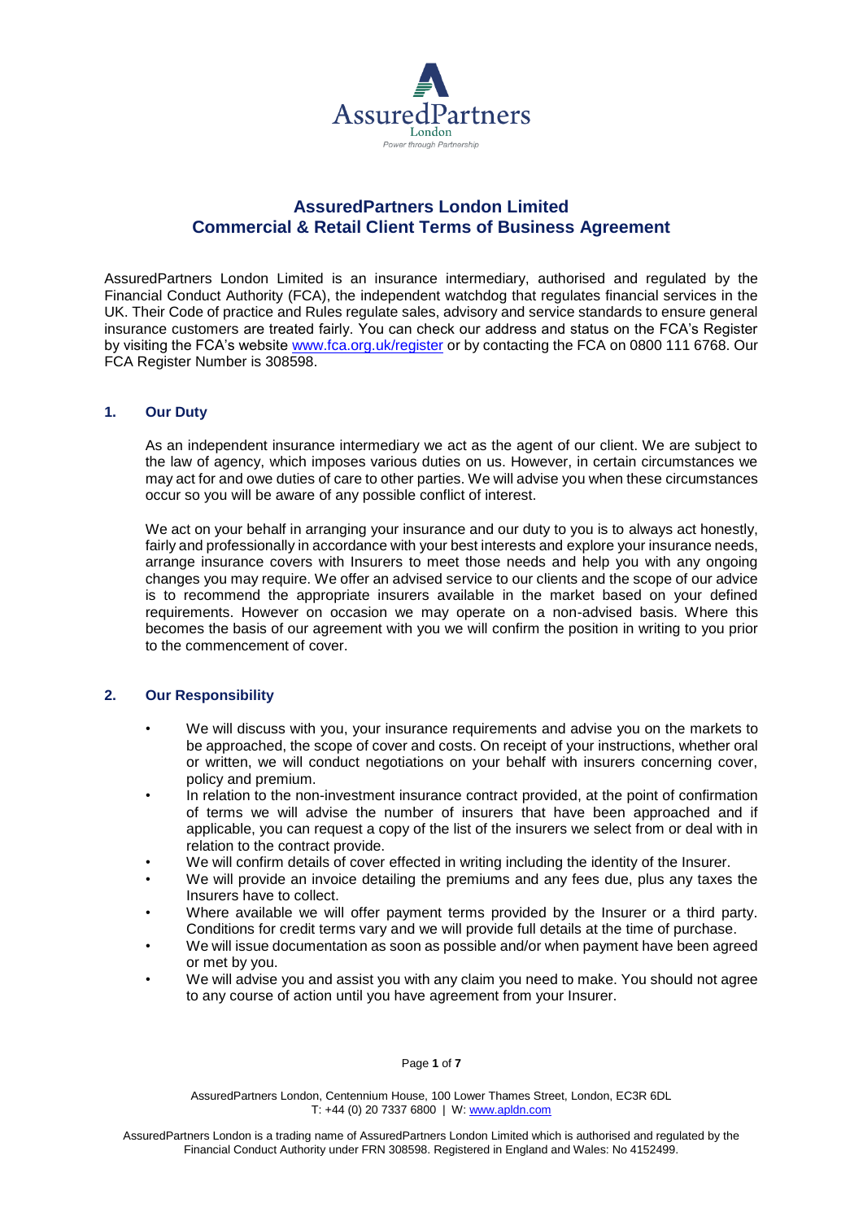# AssuredPartners London Limited
# Commercial & Retail Client Terms of Business Agreement

AssuredPartners London Limited is an insurance intermediary, authorised and regulated by the Financial Conduct Authority (FCA), the independent watchdog that regulates financial services in the UK. Their Code of practice and Rules regulate sales, advisory and service standards to ensure general insurance customers are treated fairly. You can check our address and status on the FCA's Register by visiting the FCA's website www.fca.org.uk/register or by contacting the FCA on 0800 111 6768. Our FCA Register Number is 308598.

## 1. Our Duty

As an independent insurance intermediary we act as the agent of our client. We are subject to the law of agency, which imposes various duties on us. However, in certain circumstances we may act for and owe duties of care to other parties. We will advise you when these circumstances occur so you will be aware of any possible conflict of interest.

We act on your behalf in arranging your insurance and our duty to you is to always act honestly, fairly and professionally in accordance with your best interests and explore your insurance needs, arrange insurance covers with Insurers to meet those needs and help you with any ongoing changes you may require. We offer an advised service to our clients and the scope of our advice is to recommend the appropriate insurers available in the market based on your defined requirements. However on occasion we may operate on a non-advised basis. Where this becomes the basis of our agreement with you we will confirm the position in writing to you prior to the commencement of cover.

## 2. Our Responsibility

- We will discuss with you, your insurance requirements and advise you on the markets to be approached, the scope of cover and costs. On receipt of your instructions, whether oral or written, we will conduct negotiations on your behalf with insurers concerning cover, policy and premium.
- In relation to the non-investment insurance contract provided, at the point of confirmation of terms we will advise the number of insurers that have been approached and if applicable, you can request a copy of the list of the insurers we select from or deal with in relation to the contract provide.
- We will confirm details of cover effected in writing including the identity of the Insurer.
- We will provide an invoice detailing the premiums and any fees due, plus any taxes the Insurers have to collect.
- Where available we will offer payment terms provided by the Insurer or a third party. Conditions for credit terms vary and we will provide full details at the time of purchase.
- We will issue documentation as soon as possible and/or when payment have been agreed or met by you.
- We will advise you and assist you with any claim you need to make. You should not agree to any course of action until you have agreement from your Insurer.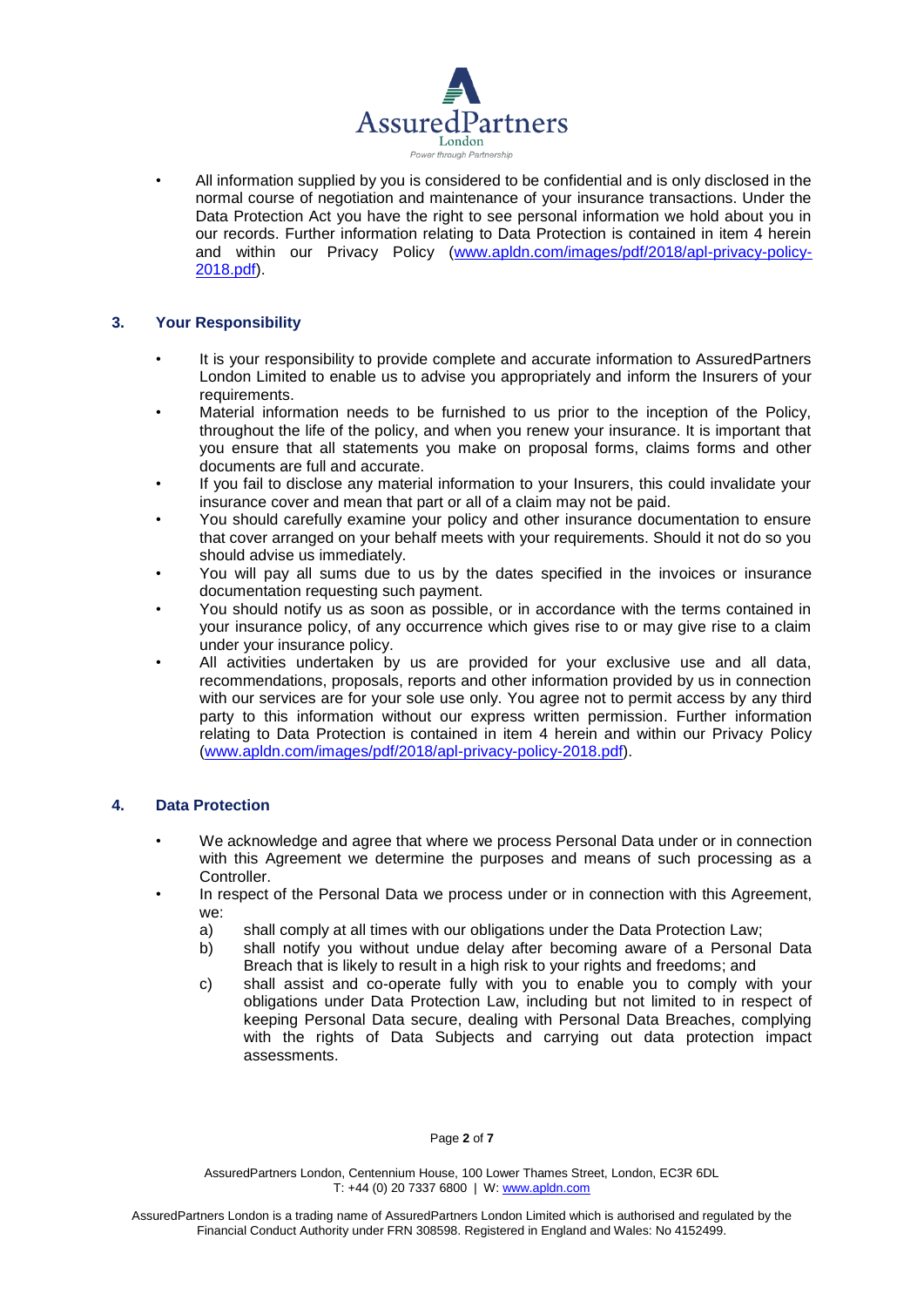- All information supplied by you is considered to be confidential and is only disclosed in the normal course of negotiation and maintenance of your insurance transactions. Under the Data Protection Act you have the right to see personal information we hold about you in our records. Further information relating to Data Protection is contained in item 4 herein and within our Privacy Policy (www.apldn.com/images/pdf/2018/apl-privacy-policy-2018.pdf).

## 3. Your Responsibility

- It is your responsibility to provide complete and accurate information to AssuredPartners London Limited to enable us to advise you appropriately and inform the Insurers of your requirements.
- Material information needs to be furnished to us prior to the inception of the Policy, throughout the life of the policy, and when you renew your insurance. It is important that you ensure that all statements you make on proposal forms, claims forms and other documents are full and accurate.
- If you fail to disclose any material information to your Insurers, this could invalidate your insurance cover and mean that part or all of a claim may not be paid.
- You should carefully examine your policy and other insurance documentation to ensure that cover arranged on your behalf meets with your requirements. Should it not do so you should advise us immediately.
- You will pay all sums due to us by the dates specified in the invoices or insurance documentation requesting such payment.
- You should notify us as soon as possible, or in accordance with the terms contained in your insurance policy, of any occurrence which gives rise to or may give rise to a claim under your insurance policy.
- All activities undertaken by us are provided for your exclusive use and all data, recommendations, proposals, reports and other information provided by us in connection with our services are for your sole use only. You agree not to permit access by any third party to this information without our express written permission. Further information relating to Data Protection is contained in item 4 herein and within our Privacy Policy (www.apldn.com/images/pdf/2018/apl-privacy-policy-2018.pdf).

## 4. Data Protection

- We acknowledge and agree that where we process Personal Data under or in connection with this Agreement we determine the purposes and means of such processing as a Controller.
- In respect of the Personal Data we process under or in connection with this Agreement, we:
  a) shall comply at all times with our obligations under the Data Protection Law;
  b) shall notify you without undue delay after becoming aware of a Personal Data Breach that is likely to result in a high risk to your rights and freedoms; and
  c) shall assist and co-operate fully with you to enable you to comply with your obligations under Data Protection Law, including but not limited to in respect of keeping Personal Data secure, dealing with Personal Data Breaches, complying with the rights of Data Subjects and carrying out data protection impact assessments.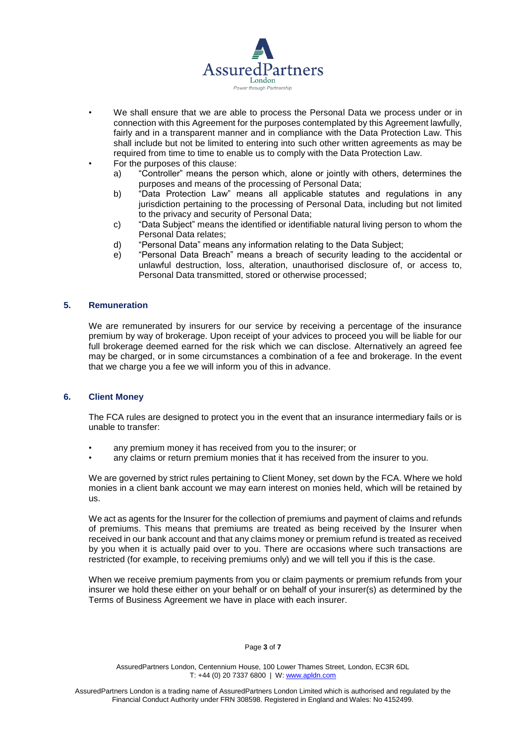- We shall ensure that we are able to process the Personal Data we process under or in connection with this Agreement for the purposes contemplated by this Agreement lawfully, fairly and in a transparent manner and in compliance with the Data Protection Law. This shall include but not be limited to entering into such other written agreements as may be required from time to time to enable us to comply with the Data Protection Law.
- For the purposes of this clause:
    a) "Controller" means the person which, alone or jointly with others, determines the purposes and means of the processing of Personal Data;
    b) "Data Protection Law" means all applicable statutes and regulations in any jurisdiction pertaining to the processing of Personal Data, including but not limited to the privacy and security of Personal Data;
    c) "Data Subject" means the identified or identifiable natural living person to whom the Personal Data relates;
    d) "Personal Data" means any information relating to the Data Subject;
    e) "Personal Data Breach" means a breach of security leading to the accidental or unlawful destruction, loss, alteration, unauthorised disclosure of, or access to, Personal Data transmitted, stored or otherwise processed;

## 5. Remuneration

We are remunerated by insurers for our service by receiving a percentage of the insurance premium by way of brokerage. Upon receipt of your advices to proceed you will be liable for our full brokerage deemed earned for the risk which we can disclose. Alternatively an agreed fee may be charged, or in some circumstances a combination of a fee and brokerage. In the event that we charge you a fee we will inform you of this in advance.

## 6. Client Money

The FCA rules are designed to protect you in the event that an insurance intermediary fails or is unable to transfer:

- any premium money it has received from you to the insurer; or
- any claims or return premium monies that it has received from the insurer to you.

We are governed by strict rules pertaining to Client Money, set down by the FCA. Where we hold monies in a client bank account we may earn interest on monies held, which will be retained by us.

We act as agents for the Insurer for the collection of premiums and payment of claims and refunds of premiums. This means that premiums are treated as being received by the Insurer when received in our bank account and that any claims money or premium refund is treated as received by you when it is actually paid over to you. There are occasions where such transactions are restricted (for example, to receiving premiums only) and we will tell you if this is the case.

When we receive premium payments from you or claim payments or premium refunds from your insurer we hold these either on your behalf or on behalf of your insurer(s) as determined by the Terms of Business Agreement we have in place with each insurer.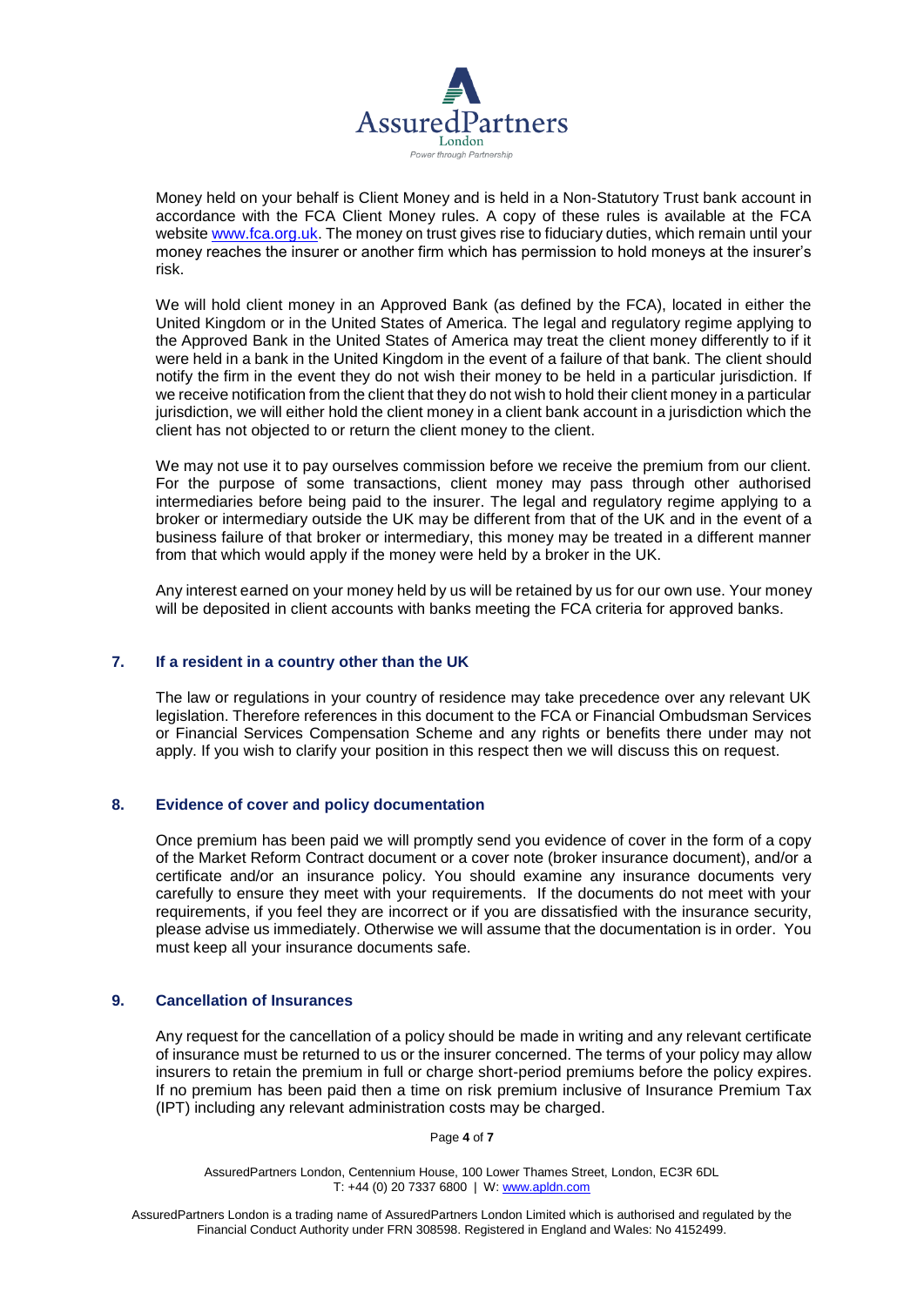Money held on your behalf is Client Money and is held in a Non-Statutory Trust bank account in accordance with the FCA Client Money rules. A copy of these rules is available at the FCA website www.fca.org.uk. The money on trust gives rise to fiduciary duties, which remain until your money reaches the insurer or another firm which has permission to hold moneys at the insurer's risk.

We will hold client money in an Approved Bank (as defined by the FCA), located in either the United Kingdom or in the United States of America. The legal and regulatory regime applying to the Approved Bank in the United States of America may treat the client money differently to if it were held in a bank in the United Kingdom in the event of a failure of that bank. The client should notify the firm in the event they do not wish their money to be held in a particular jurisdiction. If we receive notification from the client that they do not wish to hold their client money in a particular jurisdiction, we will either hold the client money in a client bank account in a jurisdiction which the client has not objected to or return the client money to the client.

We may not use it to pay ourselves commission before we receive the premium from our client. For the purpose of some transactions, client money may pass through other authorised intermediaries before being paid to the insurer. The legal and regulatory regime applying to a broker or intermediary outside the UK may be different from that of the UK and in the event of a business failure of that broker or intermediary, this money may be treated in a different manner from that which would apply if the money were held by a broker in the UK.

Any interest earned on your money held by us will be retained by us for our own use. Your money will be deposited in client accounts with banks meeting the FCA criteria for approved banks.

## 7. If a resident in a country other than the UK

The law or regulations in your country of residence may take precedence over any relevant UK legislation. Therefore references in this document to the FCA or Financial Ombudsman Services or Financial Services Compensation Scheme and any rights or benefits there under may not apply. If you wish to clarify your position in this respect then we will discuss this on request.

## 8. Evidence of cover and policy documentation

Once premium has been paid we will promptly send you evidence of cover in the form of a copy of the Market Reform Contract document or a cover note (broker insurance document), and/or a certificate and/or an insurance policy. You should examine any insurance documents very carefully to ensure they meet with your requirements. If the documents do not meet with your requirements, if you feel they are incorrect or if you are dissatisfied with the insurance security, please advise us immediately. Otherwise we will assume that the documentation is in order. You must keep all your insurance documents safe.

## 9. Cancellation of Insurances

Any request for the cancellation of a policy should be made in writing and any relevant certificate of insurance must be returned to us or the insurer concerned. The terms of your policy may allow insurers to retain the premium in full or charge short-period premiums before the policy expires. If no premium has been paid then a time on risk premium inclusive of Insurance Premium Tax (IPT) including any relevant administration costs may be charged.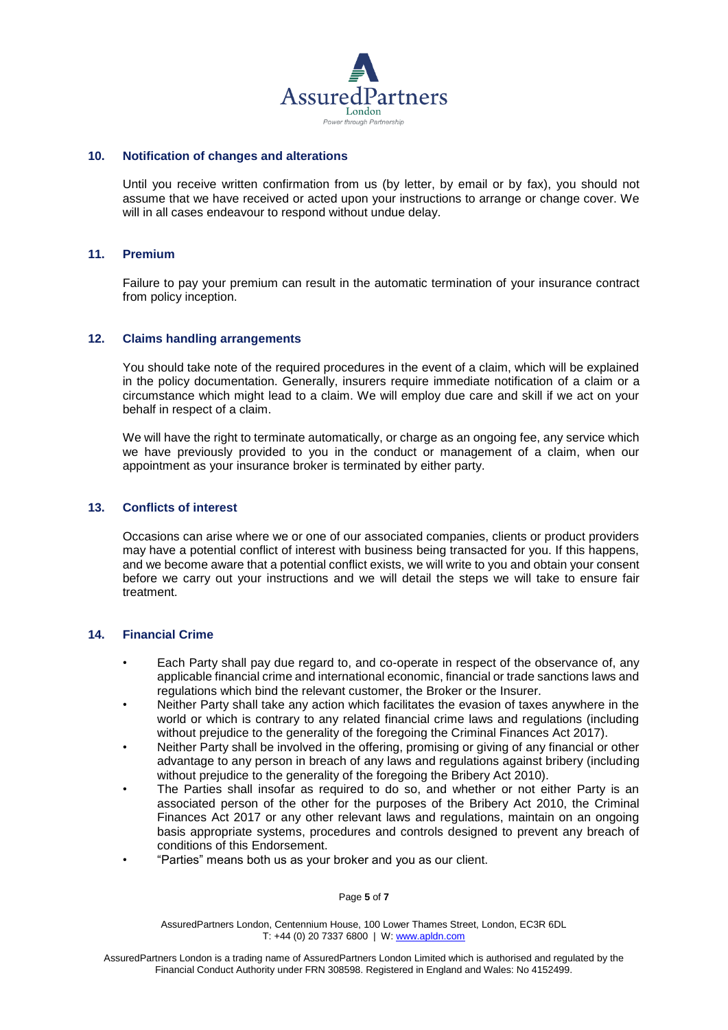## 10. Notification of changes and alterations

Until you receive written confirmation from us (by letter, by email or by fax), you should not assume that we have received or acted upon your instructions to arrange or change cover. We will in all cases endeavour to respond without undue delay.

## 11. Premium

Failure to pay your premium can result in the automatic termination of your insurance contract from policy inception.

## 12. Claims handling arrangements

You should take note of the required procedures in the event of a claim, which will be explained in the policy documentation. Generally, insurers require immediate notification of a claim or a circumstance which might lead to a claim. We will employ due care and skill if we act on your behalf in respect of a claim.

We will have the right to terminate automatically, or charge as an ongoing fee, any service which we have previously provided to you in the conduct or management of a claim, when our appointment as your insurance broker is terminated by either party.

## 13. Conflicts of interest

Occasions can arise where we or one of our associated companies, clients or product providers may have a potential conflict of interest with business being transacted for you. If this happens, and we become aware that a potential conflict exists, we will write to you and obtain your consent before we carry out your instructions and we will detail the steps we will take to ensure fair treatment.

## 14. Financial Crime

- Each Party shall pay due regard to, and co-operate in respect of the observance of, any applicable financial crime and international economic, financial or trade sanctions laws and regulations which bind the relevant customer, the Broker or the Insurer.
- Neither Party shall take any action which facilitates the evasion of taxes anywhere in the world or which is contrary to any related financial crime laws and regulations (including without prejudice to the generality of the foregoing the Criminal Finances Act 2017).
- Neither Party shall be involved in the offering, promising or giving of any financial or other advantage to any person in breach of any laws and regulations against bribery (including without prejudice to the generality of the foregoing the Bribery Act 2010).
- The Parties shall insofar as required to do so, and whether or not either Party is an associated person of the other for the purposes of the Bribery Act 2010, the Criminal Finances Act 2017 or any other relevant laws and regulations, maintain on an ongoing basis appropriate systems, procedures and controls designed to prevent any breach of conditions of this Endorsement.
- "Parties" means both us as your broker and you as our client.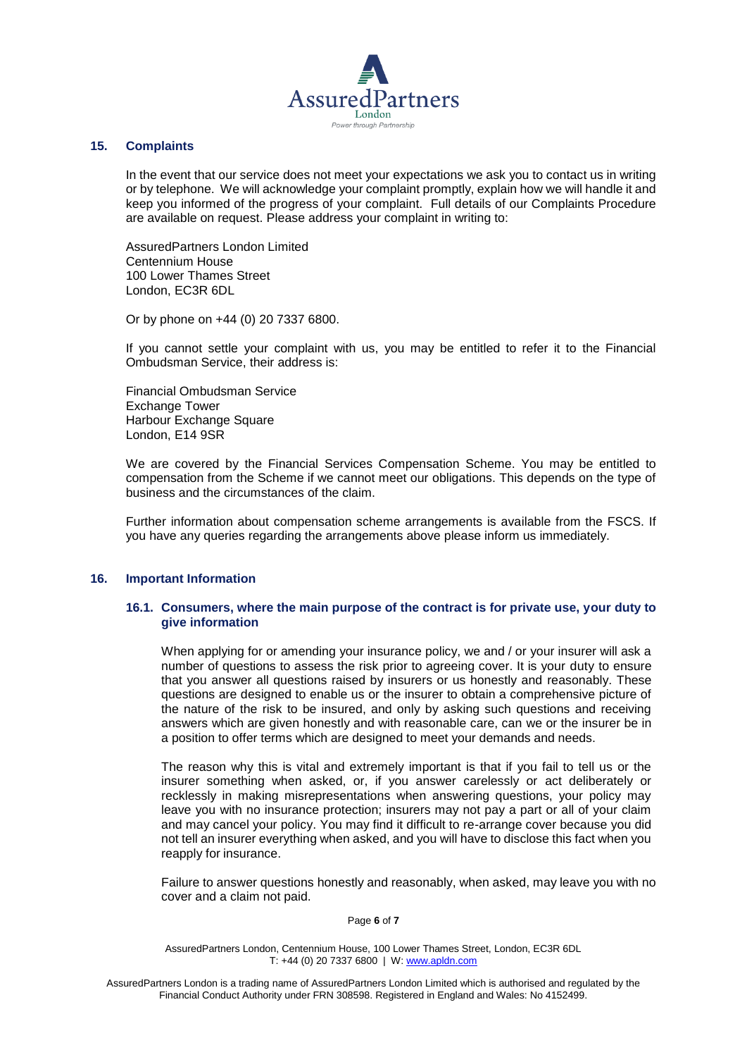## 15. Complaints

In the event that our service does not meet your expectations we ask you to contact us in writing or by telephone. We will acknowledge your complaint promptly, explain how we will handle it and keep you informed of the progress of your complaint. Full details of our Complaints Procedure are available on request. Please address your complaint in writing to:

AssuredPartners London Limited
Centennium House
100 Lower Thames Street
London, EC3R 6DL

Or by phone on +44 (0) 20 7337 6800.

If you cannot settle your complaint with us, you may be entitled to refer it to the Financial Ombudsman Service, their address is:

Financial Ombudsman Service
Exchange Tower
Harbour Exchange Square
London, E14 9SR

We are covered by the Financial Services Compensation Scheme. You may be entitled to compensation from the Scheme if we cannot meet our obligations. This depends on the type of business and the circumstances of the claim.

Further information about compensation scheme arrangements is available from the FSCS. If you have any queries regarding the arrangements above please inform us immediately.

## 16. Important Information

### 16.1. Consumers, where the main purpose of the contract is for private use, your duty to give information

When applying for or amending your insurance policy, we and / or your insurer will ask a number of questions to assess the risk prior to agreeing cover. It is your duty to ensure that you answer all questions raised by insurers or us honestly and reasonably. These questions are designed to enable us or the insurer to obtain a comprehensive picture of the nature of the risk to be insured, and only by asking such questions and receiving answers which are given honestly and with reasonable care, can we or the insurer be in a position to offer terms which are designed to meet your demands and needs.

The reason why this is vital and extremely important is that if you fail to tell us or the insurer something when asked, or, if you answer carelessly or act deliberately or recklessly in making misrepresentations when answering questions, your policy may leave you with no insurance protection; insurers may not pay a part or all of your claim and may cancel your policy. You may find it difficult to re-arrange cover because you did not tell an insurer everything when asked, and you will have to disclose this fact when you reapply for insurance.

Failure to answer questions honestly and reasonably, when asked, may leave you with no cover and a claim not paid.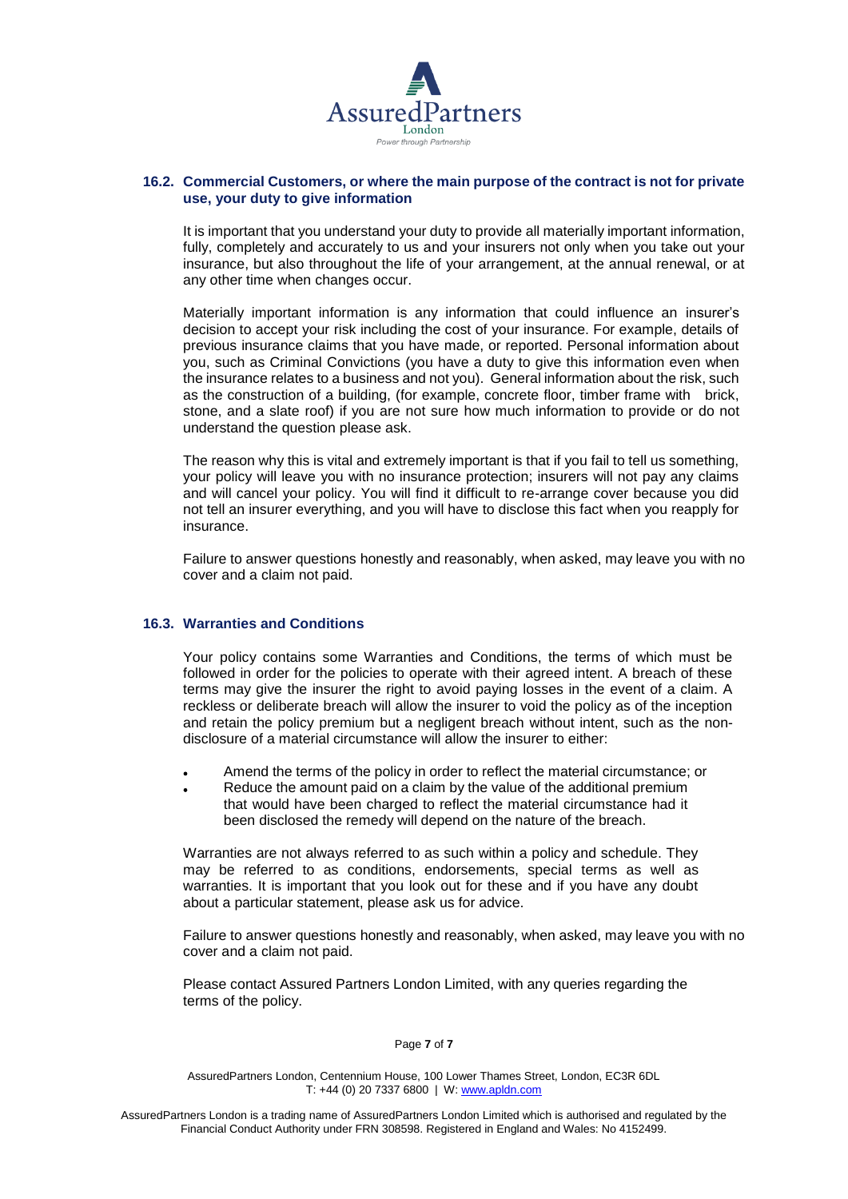### 16.2. Commercial Customers, or where the main purpose of the contract is not for private use, your duty to give information

It is important that you understand your duty to provide all materially important information, fully, completely and accurately to us and your insurers not only when you take out your insurance, but also throughout the life of your arrangement, at the annual renewal, or at any other time when changes occur.

Materially important information is any information that could influence an insurer's decision to accept your risk including the cost of your insurance. For example, details of previous insurance claims that you have made, or reported. Personal information about you, such as Criminal Convictions (you have a duty to give this information even when the insurance relates to a business and not you). General information about the risk, such as the construction of a building, (for example, concrete floor, timber frame with brick, stone, and a slate roof) if you are not sure how much information to provide or do not understand the question please ask.

The reason why this is vital and extremely important is that if you fail to tell us something, your policy will leave you with no insurance protection; insurers will not pay any claims and will cancel your policy. You will find it difficult to re-arrange cover because you did not tell an insurer everything, and you will have to disclose this fact when you reapply for insurance.

Failure to answer questions honestly and reasonably, when asked, may leave you with no cover and a claim not paid.

### 16.3. Warranties and Conditions

Your policy contains some Warranties and Conditions, the terms of which must be followed in order for the policies to operate with their agreed intent. A breach of these terms may give the insurer the right to avoid paying losses in the event of a claim. A reckless or deliberate breach will allow the insurer to void the policy as of the inception and retain the policy premium but a negligent breach without intent, such as the non-disclosure of a material circumstance will allow the insurer to either:

- Amend the terms of the policy in order to reflect the material circumstance; or
- Reduce the amount paid on a claim by the value of the additional premium that would have been charged to reflect the material circumstance had it been disclosed the remedy will depend on the nature of the breach.

Warranties are not always referred to as such within a policy and schedule. They may be referred to as conditions, endorsements, special terms as well as warranties. It is important that you look out for these and if you have any doubt about a particular statement, please ask us for advice.

Failure to answer questions honestly and reasonably, when asked, may leave you with no cover and a claim not paid.

Please contact Assured Partners London Limited, with any queries regarding the terms of the policy.